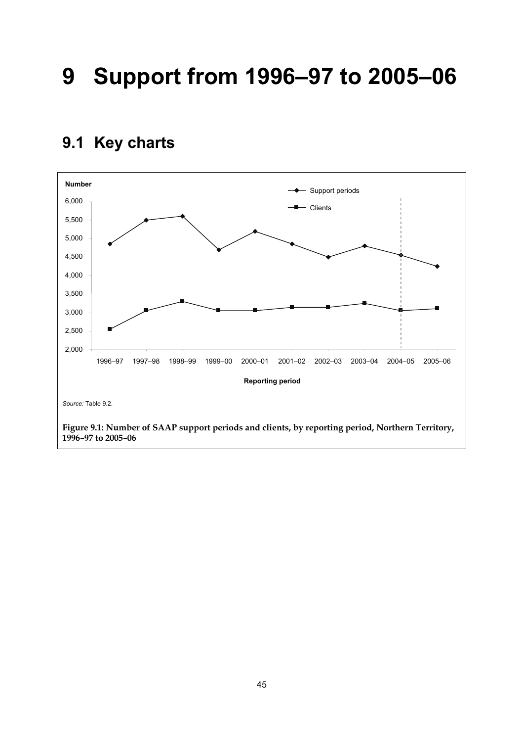# 9 Support from 1996–97 to 2005–06

## 9.1 Key charts

*Source:* Table 9.2.

**Figure 9.1: Number of SAAP support periods and clients, by reporting period, Northern Territory, 1996–97 to 2005–06**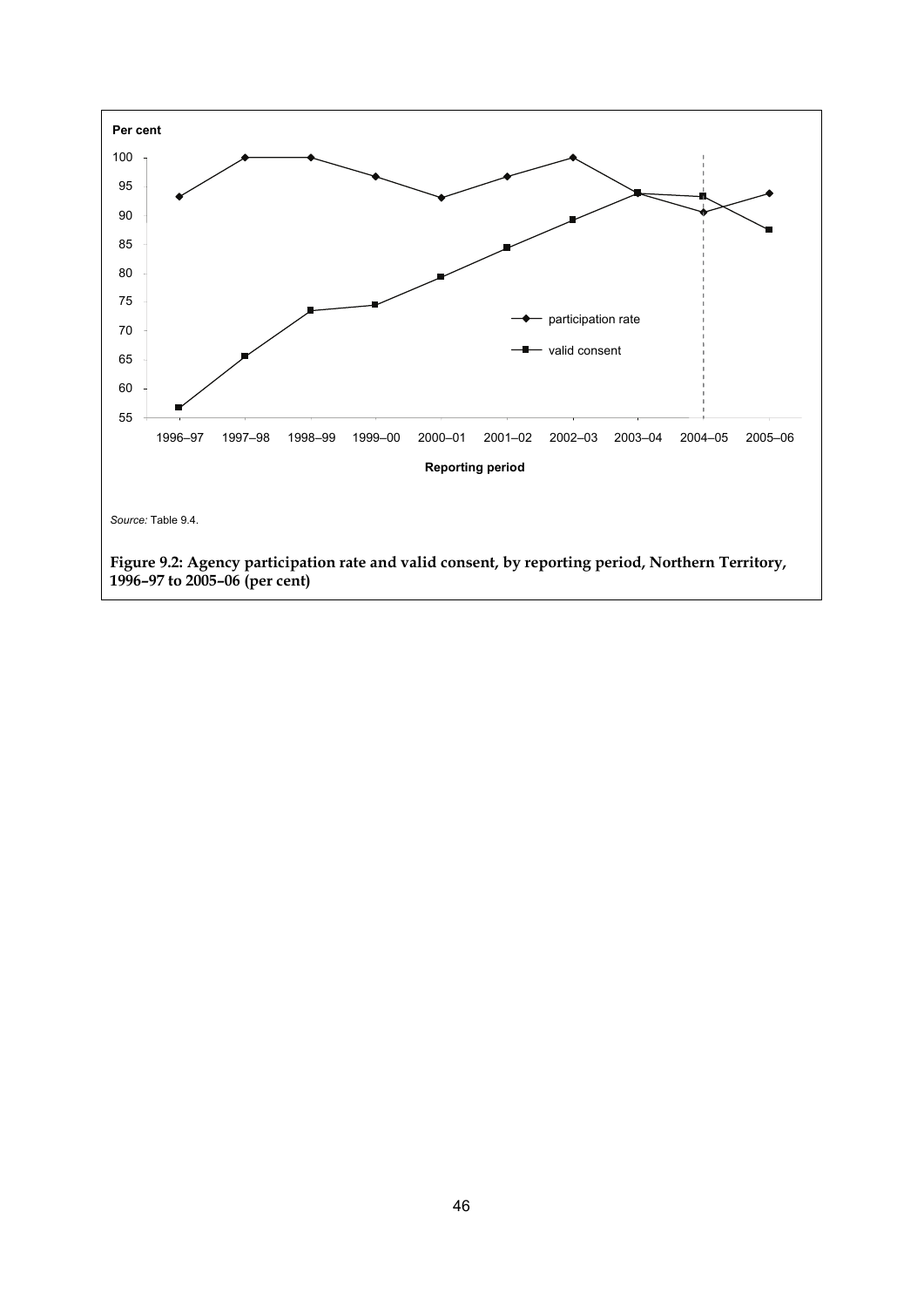*Source:* Table 9.4.

**Figure 9.2: Agency participation rate and valid consent, by reporting period, Northern Territory, 1996–97 to 2005–06 (per cent)**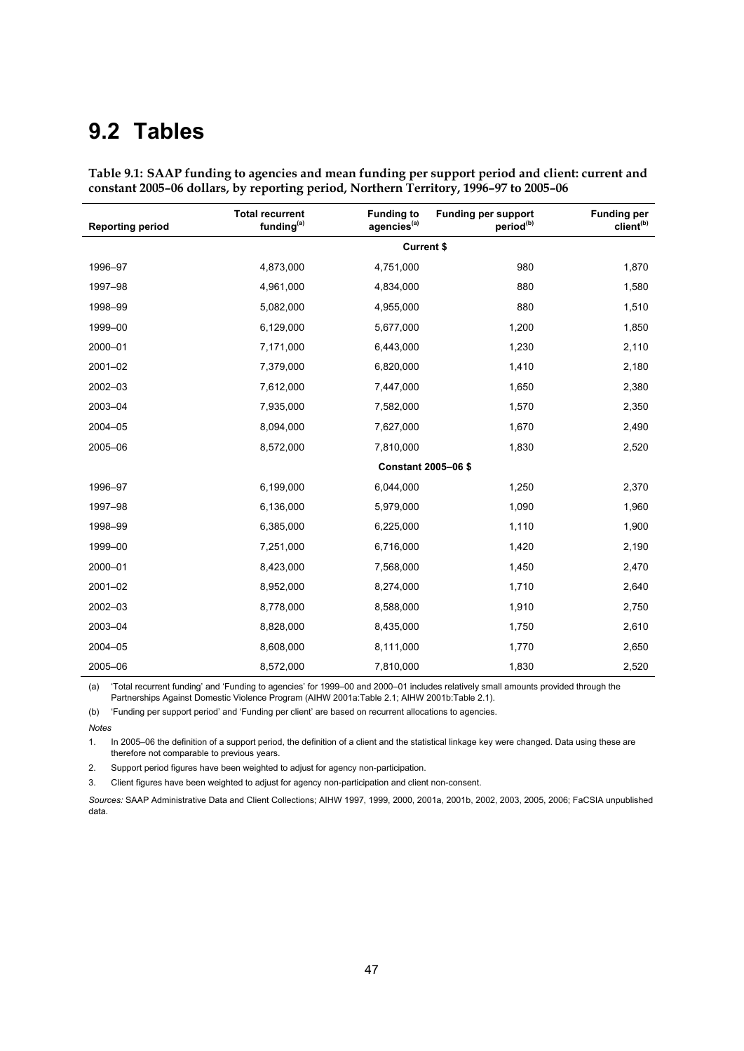# 9.2 Tables

**Table 9.1: SAAP funding to agencies and mean funding per support period and client: current and constant 2005–06 dollars, by reporting period, Northern Territory, 1996–97 to 2005–06**

| Reporting period | Total recurrent funding[(a)] | Funding to agencies[(a)] | Funding per support period[(b)] | Funding per client[(b)] |
|---|---|---|---|---|
| | | **Current $** | | |
| 1996–97 | 4,873,000 | 4,751,000 | 980 | 1,870 |
| 1997–98 | 4,961,000 | 4,834,000 | 880 | 1,580 |
| 1998–99 | 5,082,000 | 4,955,000 | 880 | 1,510 |
| 1999–00 | 6,129,000 | 5,677,000 | 1,200 | 1,850 |
| 2000–01 | 7,171,000 | 6,443,000 | 1,230 | 2,110 |
| 2001–02 | 7,379,000 | 6,820,000 | 1,410 | 2,180 |
| 2002–03 | 7,612,000 | 7,447,000 | 1,650 | 2,380 |
| 2003–04 | 7,935,000 | 7,582,000 | 1,570 | 2,350 |
| 2004–05 | 8,094,000 | 7,627,000 | 1,670 | 2,490 |
| 2005–06 | 8,572,000 | 7,810,000 | 1,830 | 2,520 |
| | | **Constant 2005–06 $** | | |
| 1996–97 | 6,199,000 | 6,044,000 | 1,250 | 2,370 |
| 1997–98 | 6,136,000 | 5,979,000 | 1,090 | 1,960 |
| 1998–99 | 6,385,000 | 6,225,000 | 1,110 | 1,900 |
| 1999–00 | 7,251,000 | 6,716,000 | 1,420 | 2,190 |
| 2000–01 | 8,423,000 | 7,568,000 | 1,450 | 2,470 |
| 2001–02 | 8,952,000 | 8,274,000 | 1,710 | 2,640 |
| 2002–03 | 8,778,000 | 8,588,000 | 1,910 | 2,750 |
| 2003–04 | 8,828,000 | 8,435,000 | 1,750 | 2,610 |
| 2004–05 | 8,608,000 | 8,111,000 | 1,770 | 2,650 |
| 2005–06 | 8,572,000 | 7,810,000 | 1,830 | 2,520 |

(a) 'Total recurrent funding' and 'Funding to agencies' for 1999–00 and 2000–01 includes relatively small amounts provided through the Partnerships Against Domestic Violence Program (AIHW 2001a:Table 2.1; AIHW 2001b:Table 2.1).

(b) 'Funding per support period' and 'Funding per client' are based on recurrent allocations to agencies.

*Notes*

1. In 2005–06 the definition of a support period, the definition of a client and the statistical linkage key were changed. Data using these are therefore not comparable to previous years.
2. Support period figures have been weighted to adjust for agency non-participation.
3. Client figures have been weighted to adjust for agency non-participation and client non-consent.

*Sources:* SAAP Administrative Data and Client Collections; AIHW 1997, 1999, 2000, 2001a, 2001b, 2002, 2003, 2005, 2006; FaCSIA unpublished data.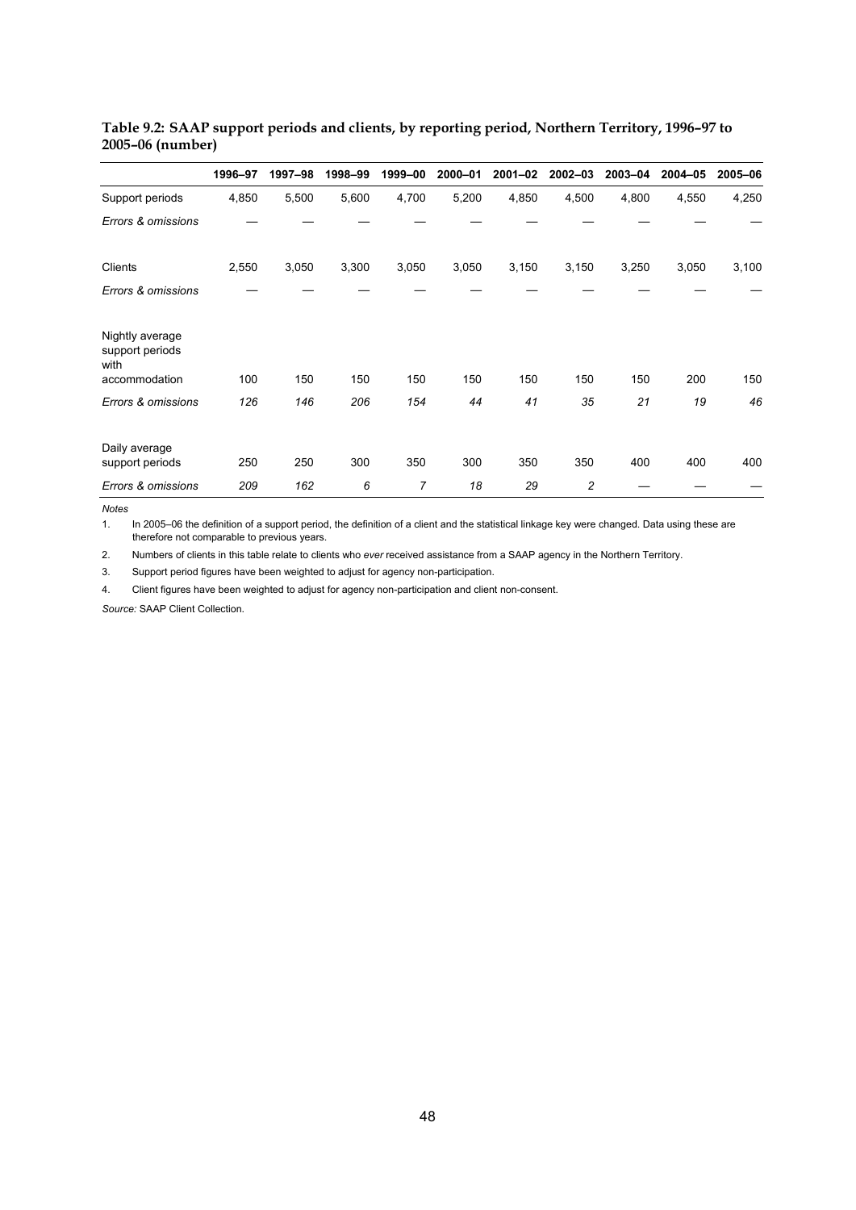**Table 9.2: SAAP support periods and clients, by reporting period, Northern Territory, 1996–97 to 2005–06 (number)**

| | 1996–97 | 1997–98 | 1998–99 | 1999–00 | 2000–01 | 2001–02 | 2002–03 | 2003–04 | 2004–05 | 2005–06 |
|---|---|---|---|---|---|---|---|---|---|---|
| Support periods | 4,850 | 5,500 | 5,600 | 4,700 | 5,200 | 4,850 | 4,500 | 4,800 | 4,550 | 4,250 |
| *Errors & omissions* | — | — | — | — | — | — | — | — | — | — |
| Clients | 2,550 | 3,050 | 3,300 | 3,050 | 3,050 | 3,150 | 3,150 | 3,250 | 3,050 | 3,100 |
| *Errors & omissions* | — | — | — | — | — | — | — | — | — | — |
| Nightly average support periods with accommodation | 100 | 150 | 150 | 150 | 150 | 150 | 150 | 150 | 200 | 150 |
| *Errors & omissions* | *126* | *146* | *206* | *154* | *44* | *41* | *35* | *21* | *19* | *46* |
| Daily average support periods | 250 | 250 | 300 | 350 | 300 | 350 | 350 | 400 | 400 | 400 |
| *Errors & omissions* | *209* | *162* | *6* | *7* | *18* | *29* | *2* | — | — | — |

*Notes*

1. In 2005–06 the definition of a support period, the definition of a client and the statistical linkage key were changed. Data using these are therefore not comparable to previous years.
2. Numbers of clients in this table relate to clients who *ever* received assistance from a SAAP agency in the Northern Territory.
3. Support period figures have been weighted to adjust for agency non-participation.
4. Client figures have been weighted to adjust for agency non-participation and client non-consent.

*Source:* SAAP Client Collection.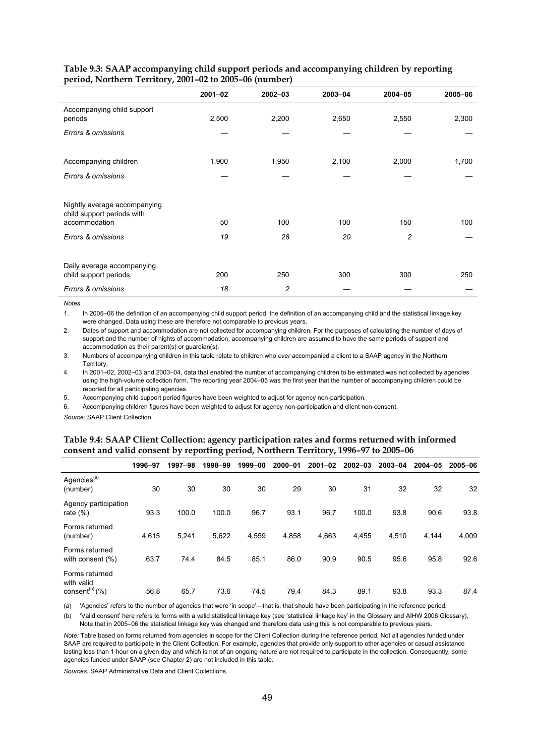**Table 9.3: SAAP accompanying child support periods and accompanying children by reporting period, Northern Territory, 2001–02 to 2005–06 (number)**

| | 2001–02 | 2002–03 | 2003–04 | 2004–05 | 2005–06 |
|---|---|---|---|---|---|
| Accompanying child support periods | 2,500 | 2,200 | 2,650 | 2,550 | 2,300 |
| *Errors & omissions* | — | — | — | — | — |
| Accompanying children | 1,900 | 1,950 | 2,100 | 2,000 | 1,700 |
| *Errors & omissions* | — | — | — | — | — |
| Nightly average accompanying child support periods with accommodation | 50 | 100 | 100 | 150 | 100 |
| *Errors & omissions* | *19* | *28* | *20* | *2* | — |
| Daily average accompanying child support periods | 200 | 250 | 300 | 300 | 250 |
| *Errors & omissions* | *18* | *2* | — | — | — |

*Notes*

1. In 2005–06 the definition of an accompanying child support period, the definition of an accompanying child and the statistical linkage key were changed. Data using these are therefore not comparable to previous years.
2. Dates of support and accommodation are not collected for accompanying children. For the purposes of calculating the number of days of support and the number of nights of accommodation, accompanying children are assumed to have the same periods of support and accommodation as their parent(s) or guardian(s).
3. Numbers of accompanying children in this table relate to children who *ever* accompanied a client to a SAAP agency in the Northern Territory.
4. In 2001–02, 2002–03 and 2003–04, data that enabled the number of accompanying children to be estimated was not collected by agencies using the high-volume collection form. The reporting year 2004–05 was the first year that the number of accompanying children could be reported for all participating agencies.
5. Accompanying child support period figures have been weighted to adjust for agency non-participation.
6. Accompanying children figures have been weighted to adjust for agency non-participation and client non-consent.

*Source:* SAAP Client Collection.

**Table 9.4: SAAP Client Collection: agency participation rates and forms returned with informed consent and valid consent by reporting period, Northern Territory, 1996–97 to 2005–06**

| | 1996–97 | 1997–98 | 1998–99 | 1999–00 | 2000–01 | 2001–02 | 2002–03 | 2003–04 | 2004–05 | 2005–06 |
|---|---|---|---|---|---|---|---|---|---|---|
| Agencies[(a)] (number) | 30 | 30 | 30 | 30 | 29 | 30 | 31 | 32 | 32 | 32 |
| Agency participation rate (%) | 93.3 | 100.0 | 100.0 | 96.7 | 93.1 | 96.7 | 100.0 | 93.8 | 90.6 | 93.8 |
| Forms returned (number) | 4,615 | 5,241 | 5,622 | 4,559 | 4,858 | 4,663 | 4,455 | 4,510 | 4,144 | 4,009 |
| Forms returned with consent (%) | 63.7 | 74.4 | 84.5 | 85.1 | 86.0 | 90.9 | 90.5 | 95.6 | 95.8 | 92.6 |
| Forms returned with valid consent[(b)] (%) | 56.8 | 65.7 | 73.6 | 74.5 | 79.4 | 84.3 | 89.1 | 93.8 | 93.3 | 87.4 |

(a) 'Agencies' refers to the number of agencies that were 'in scope'—that is, that should have been participating in the reference period.

(b) 'Valid consent' here refers to forms with a valid statistical linkage key (see 'statistical linkage key' in the Glossary and AIHW 2006:Glossary). Note that in 2005–06 the statistical linkage key was changed and therefore data using this is not comparable to previous years.

*Note:* Table based on forms returned from agencies in scope for the Client Collection during the reference period. Not all agencies funded under SAAP are required to participate in the Client Collection. For example, agencies that provide only support to other agencies or casual assistance lasting less than 1 hour on a given day and which is not of an ongoing nature are not required to participate in the collection. Consequently, some agencies funded under SAAP (see Chapter 2) are not included in this table.

*Sources:* SAAP Administrative Data and Client Collections.